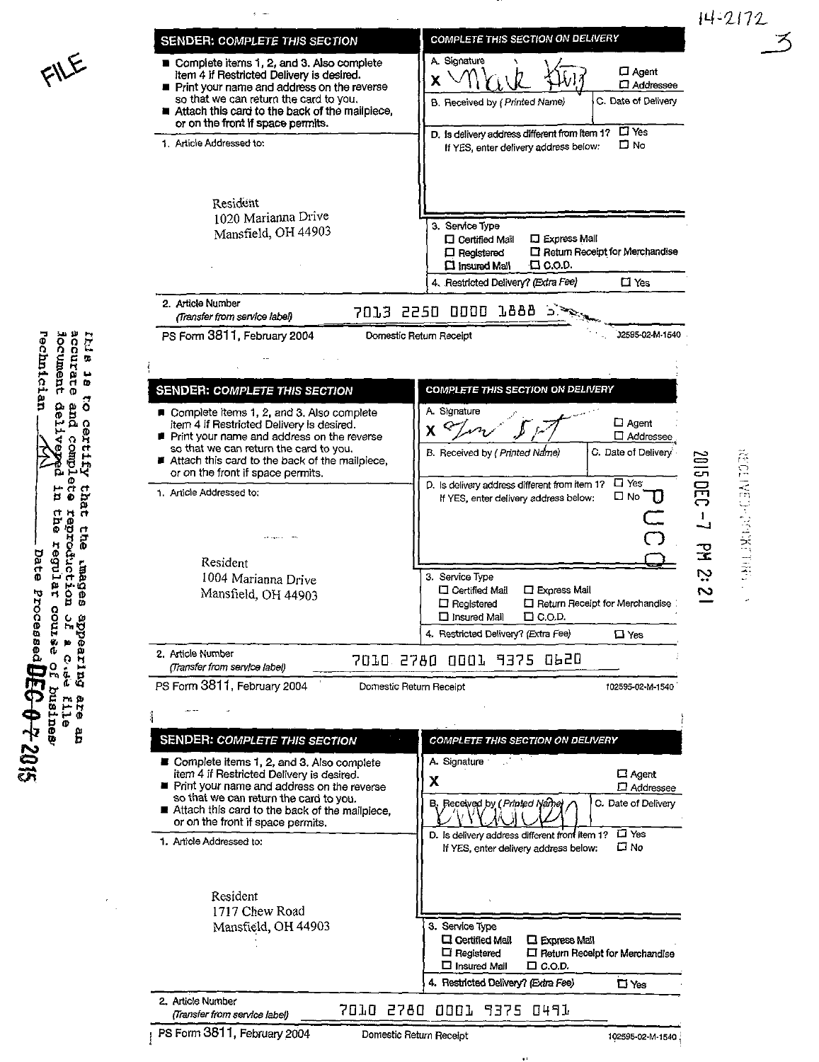14-2172

3

FILE

## SENDER: COMPLETE THIS SECTION

- Complete items 1, 2, and 3. Also complete item 4 if Restricted Delivery is desired.
- Print your name and address on the reverse so that we can return the card to you.
- Attach this card to the back of the mailpiece, or on the front if space permits.

1. Article Addressed to:

Resident
1020 Marianna Drive
Mansfield, OH 44903

## COMPLETE THIS SECTION ON DELIVERY

A. Signature
X Mark Kritz ☐ Agent ☐ Addressee

B. Received by ( Printed Name ) C. Date of Delivery

D. Is delivery address different from item 1? ☐ Yes
If YES, enter delivery address below: ☐ No

3. Service Type
☐ Certified Mail ☐ Express Mail
☐ Registered ☐ Return Receipt for Merchandise
☐ Insured Mail ☐ C.O.D.

4. Restricted Delivery? (Extra Fee) ☐ Yes

2. Article Number
(Transfer from service label) 7013 2250 0000 1888 3...

PS Form 3811, February 2004 Domestic Return Receipt 102595-02-M-1540

## SENDER: COMPLETE THIS SECTION

- Complete items 1, 2, and 3. Also complete item 4 if Restricted Delivery is desired.
- Print your name and address on the reverse so that we can return the card to you.
- Attach this card to the back of the mailpiece, or on the front if space permits.

1. Article Addressed to:

Resident
1004 Marianna Drive
Mansfield, OH 44903

## COMPLETE THIS SECTION ON DELIVERY

A. Signature
X ☐ Agent ☐ Addressee

B. Received by ( Printed Name ) C. Date of Delivery

D. Is delivery address different from item 1? ☐ Yes
If YES, enter delivery address below: ☐ No

3. Service Type
☐ Certified Mail ☐ Express Mail
☐ Registered ☐ Return Receipt for Merchandise
☐ Insured Mail ☐ C.O.D.

4. Restricted Delivery? (Extra Fee) ☐ Yes

2. Article Number
(Transfer from service label) 7010 2780 0001 9375 0620

PS Form 3811, February 2004 Domestic Return Receipt 102595-02-M-1540

2015 DEC -7 PM 2:21

PUCO

RECEIVED-DOCKETING DIV

This is to certify that the images appearing are an accurate and complete reproduction of a case file document delivered in the regular course of business.
Technician ___ Date Processed DEC 07 2015

## SENDER: COMPLETE THIS SECTION

- Complete items 1, 2, and 3. Also complete item 4 if Restricted Delivery is desired.
- Print your name and address on the reverse so that we can return the card to you.
- Attach this card to the back of the mailpiece, or on the front if space permits.

1. Article Addressed to:

Resident
1717 Chew Road
Mansfield, OH 44903

## COMPLETE THIS SECTION ON DELIVERY

A. Signature
X ☐ Agent ☐ Addressee

B. Received by ( Printed Name ) C. Date of Delivery

D. Is delivery address different from item 1? ☐ Yes
If YES, enter delivery address below: ☐ No

3. Service Type
☐ Certified Mail ☐ Express Mail
☐ Registered ☐ Return Receipt for Merchandise
☐ Insured Mail ☐ C.O.D.

4. Restricted Delivery? (Extra Fee) ☐ Yes

2. Article Number
(Transfer from service label) 7010 2780 0001 9375 0491

PS Form 3811, February 2004 Domestic Return Receipt 102595-02-M-1540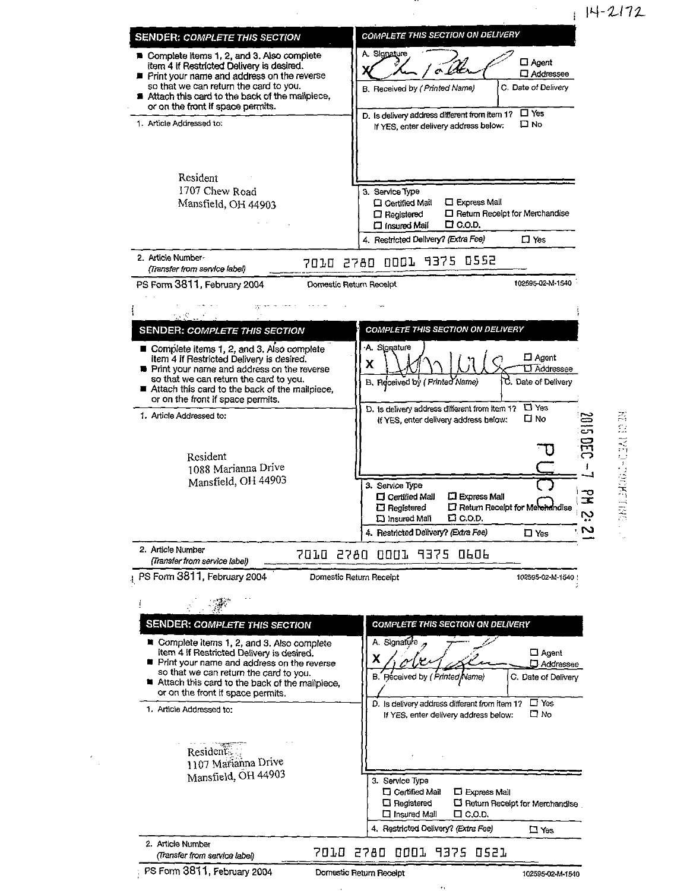14-2172

## SENDER: COMPLETE THIS SECTION

- Complete items 1, 2, and 3. Also complete item 4 if Restricted Delivery is desired.
- Print your name and address on the reverse so that we can return the card to you.
- Attach this card to the back of the mailpiece, or on the front if space permits.

1. Article Addressed to:

Resident
1707 Chew Road
Mansfield, OH 44903

## COMPLETE THIS SECTION ON DELIVERY

A. Signature
X [signature] ☐ Agent ☐ Addressee

B. Received by (Printed Name) | C. Date of Delivery

D. Is delivery address different from item 1? ☐ Yes
If YES, enter delivery address below: ☐ No

3. Service Type
☐ Certified Mail ☐ Express Mail
☐ Registered ☐ Return Receipt for Merchandise
☐ Insured Mail ☐ C.O.D.

4. Restricted Delivery? (Extra Fee) ☐ Yes

2. Article Number (Transfer from service label) 7010 2780 0001 9375 0552

PS Form 3811, February 2004 Domestic Return Receipt 102595-02-M-1540

---

## SENDER: COMPLETE THIS SECTION

- Complete items 1, 2, and 3. Also complete item 4 if Restricted Delivery is desired.
- Print your name and address on the reverse so that we can return the card to you.
- Attach this card to the back of the mailpiece, or on the front if space permits.

1. Article Addressed to:

Resident
1088 Marianna Drive
Mansfield, OH 44903

## COMPLETE THIS SECTION ON DELIVERY

A. Signature
X [signature] ☐ Agent ☐ Addressee

B. Received by (Printed Name) | C. Date of Delivery

D. Is delivery address different from item 1? ☐ Yes
If YES, enter delivery address below: ☐ No

3. Service Type
☐ Certified Mail ☐ Express Mail
☐ Registered ☐ Return Receipt for Merchandise
☐ Insured Mail ☐ C.O.D.

4. Restricted Delivery? (Extra Fee) ☐ Yes

2. Article Number (Transfer from service label) 7010 2780 0001 9375 0606

PS Form 3811, February 2004 Domestic Return Receipt 102595-02-M-1540

RECEIVED-DOCKETING DIV
2015 DEC -7 PM 2:21
PUCO

---

## SENDER: COMPLETE THIS SECTION

- Complete items 1, 2, and 3. Also complete item 4 if Restricted Delivery is desired.
- Print your name and address on the reverse so that we can return the card to you.
- Attach this card to the back of the mailpiece, or on the front if space permits.

1. Article Addressed to:

Resident
1107 Marianna Drive
Mansfield, OH 44903

## COMPLETE THIS SECTION ON DELIVERY

A. Signature
X [signature] ☐ Agent ☐ Addressee

B. Received by (Printed Name) | C. Date of Delivery

D. Is delivery address different from item 1? ☐ Yes
If YES, enter delivery address below: ☐ No

3. Service Type
☐ Certified Mail ☐ Express Mail
☐ Registered ☐ Return Receipt for Merchandise
☐ Insured Mail ☐ C.O.D.

4. Restricted Delivery? (Extra Fee) ☐ Yes

2. Article Number (Transfer from service label) 7010 2780 0001 9375 0521

PS Form 3811, February 2004 Domestic Return Receipt 102595-02-M-1540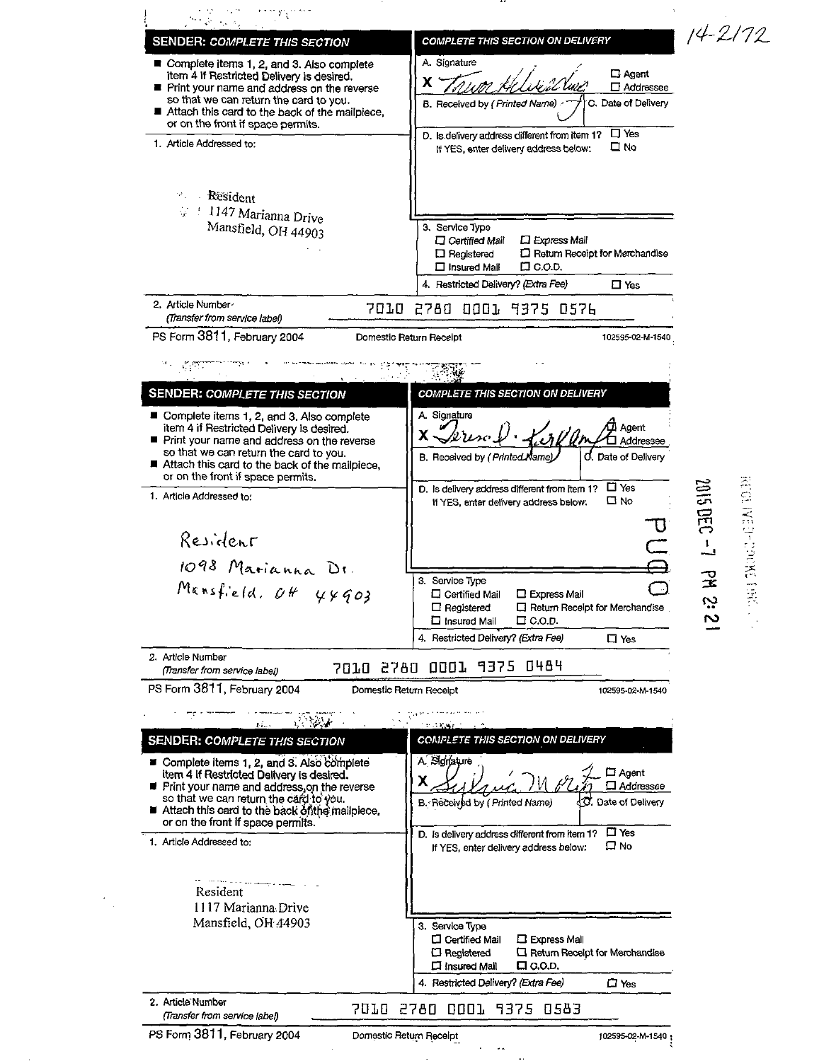14-2172

## SENDER: *COMPLETE THIS SECTION*

- Complete items 1, 2, and 3. Also complete item 4 if Restricted Delivery is desired.
- Print your name and address on the reverse so that we can return the card to you.
- Attach this card to the back of the mailpiece, or on the front if space permits.

1. Article Addressed to:

Resident
1147 Marianna Drive
Mansfield, OH 44903

## *COMPLETE THIS SECTION ON DELIVERY*

A. Signature
X Trevor Helwerling ☐ Agent ☐ Addressee

B. Received by (*Printed Name*) C. Date of Delivery

D. Is delivery address different from item 1? ☐ Yes
If YES, enter delivery address below: ☐ No

3. Service Type
☐ Certified Mail ☐ Express Mail
☐ Registered ☐ Return Receipt for Merchandise
☐ Insured Mail ☐ C.O.D.

4. Restricted Delivery? (*Extra Fee*) ☐ Yes

2. Article Number (*Transfer from service label*) 7010 2780 0001 9375 0576

PS Form 3811, February 2004 Domestic Return Receipt 102595-02-M-1540

---

## SENDER: *COMPLETE THIS SECTION*

- Complete items 1, 2, and 3. Also complete item 4 if Restricted Delivery is desired.
- Print your name and address on the reverse so that we can return the card to you.
- Attach this card to the back of the mailpiece, or on the front if space permits.

1. Article Addressed to:

Resident
1098 Marianna Dr.
Mansfield, OH 44903

## *COMPLETE THIS SECTION ON DELIVERY*

A. Signature
X Jerrod D. Kirkland ☒ Agent ☐ Addressee

B. Received by (*Printed Name*) C. Date of Delivery

D. Is delivery address different from item 1? ☐ Yes
If YES, enter delivery address below: ☐ No

3. Service Type
☐ Certified Mail ☐ Express Mail
☐ Registered ☐ Return Receipt for Merchandise
☐ Insured Mail ☐ C.O.D.

4. Restricted Delivery? (*Extra Fee*) ☐ Yes

2. Article Number (*Transfer from service label*) 7010 2780 0001 9375 0484

PS Form 3811, February 2004 Domestic Return Receipt 102595-02-M-1540

RECEIVED-DOCKETING DIV
2015 DEC -7 PM 2:21
PUCO

---

## SENDER: *COMPLETE THIS SECTION*

- Complete items 1, 2, and 3. Also complete item 4 if Restricted Delivery is desired.
- Print your name and address on the reverse so that we can return the card to you.
- Attach this card to the back of the mailpiece, or on the front if space permits.

1. Article Addressed to:

Resident
1117 Marianna Drive
Mansfield, OH 44903

## *COMPLETE THIS SECTION ON DELIVERY*

A. Signature
X Sylvia Moritz ☐ Agent ☐ Addressee

B. Received by (*Printed Name*) C. Date of Delivery

D. Is delivery address different from item 1? ☐ Yes
If YES, enter delivery address below: ☐ No

3. Service Type
☐ Certified Mail ☐ Express Mail
☐ Registered ☐ Return Receipt for Merchandise
☐ Insured Mail ☐ C.O.D.

4. Restricted Delivery? (*Extra Fee*) ☐ Yes

2. Article Number (*Transfer from service label*) 7010 2780 0001 9375 0583

PS Form 3811, February 2004 Domestic Return Receipt 102595-02-M-1540